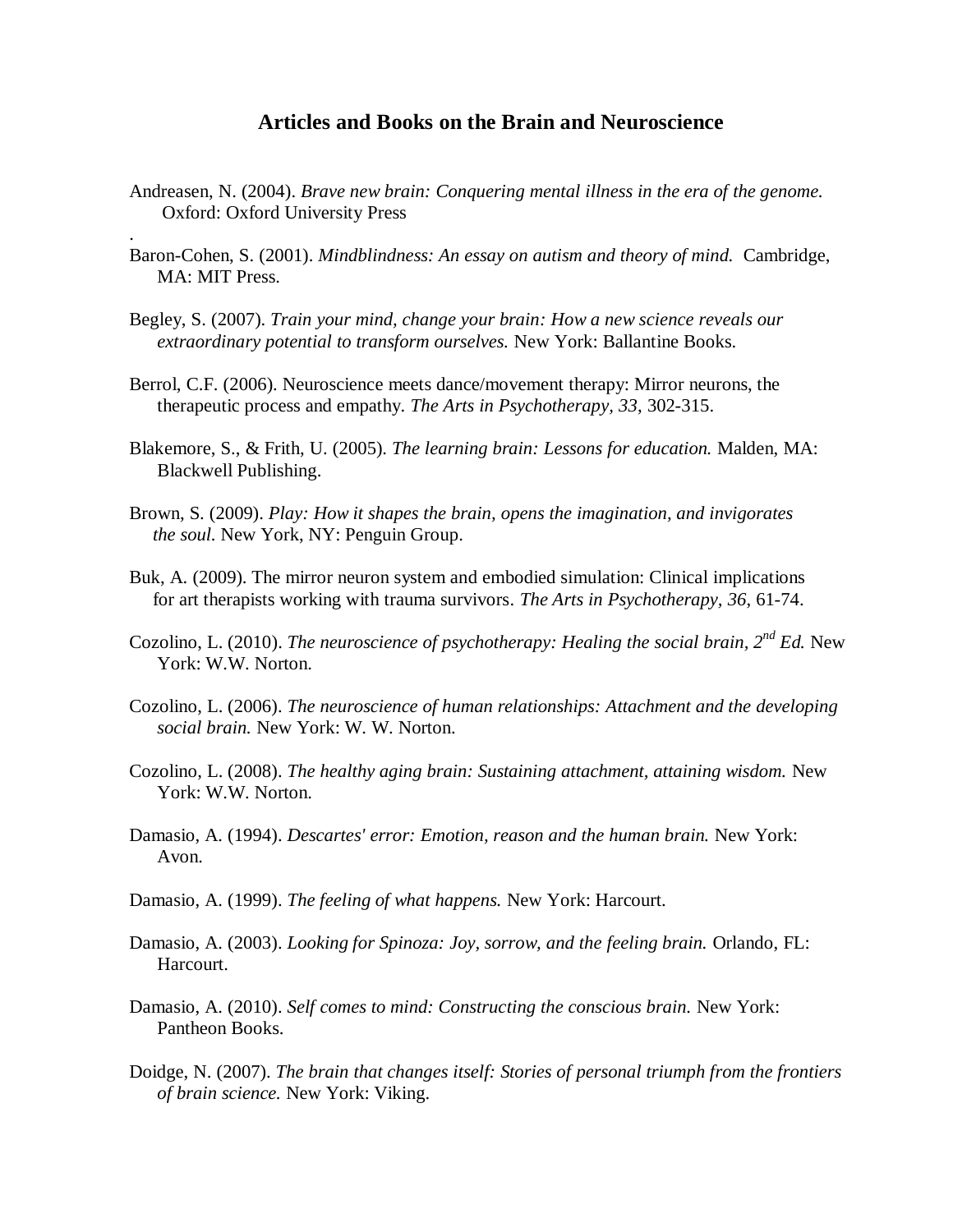# Articles and Books on the Brain and Neuroscience

Andreasen, N. (2004). *Brave new brain: Conquering mental illness in the era of the genome.* Oxford: Oxford University Press

.

Baron-Cohen, S. (2001). *Mindblindness: An essay on autism and theory of mind.* Cambridge, MA: MIT Press.

Begley, S. (2007). *Train your mind, change your brain: How a new science reveals our extraordinary potential to transform ourselves.* New York: Ballantine Books.

Berrol, C.F. (2006). Neuroscience meets dance/movement therapy: Mirror neurons, the therapeutic process and empathy. *The Arts in Psychotherapy, 33*, 302-315.

Blakemore, S., & Frith, U. (2005). *The learning brain: Lessons for education.* Malden, MA: Blackwell Publishing.

Brown, S. (2009). *Play: How it shapes the brain, opens the imagination, and invigorates the soul.* New York, NY: Penguin Group.

Buk, A. (2009). The mirror neuron system and embodied simulation: Clinical implications for art therapists working with trauma survivors. *The Arts in Psychotherapy, 36*, 61-74.

Cozolino, L. (2010). *The neuroscience of psychotherapy: Healing the social brain, 2nd Ed.* New York: W.W. Norton.

Cozolino, L. (2006). *The neuroscience of human relationships: Attachment and the developing social brain.* New York: W. W. Norton.

Cozolino, L. (2008). *The healthy aging brain: Sustaining attachment, attaining wisdom.* New York: W.W. Norton.

Damasio, A. (1994). *Descartes' error: Emotion, reason and the human brain.* New York: Avon.

Damasio, A. (1999). *The feeling of what happens.* New York: Harcourt.

Damasio, A. (2003). *Looking for Spinoza: Joy, sorrow, and the feeling brain.* Orlando, FL: Harcourt.

Damasio, A. (2010). *Self comes to mind: Constructing the conscious brain.* New York: Pantheon Books.

Doidge, N. (2007). *The brain that changes itself: Stories of personal triumph from the frontiers of brain science.* New York: Viking.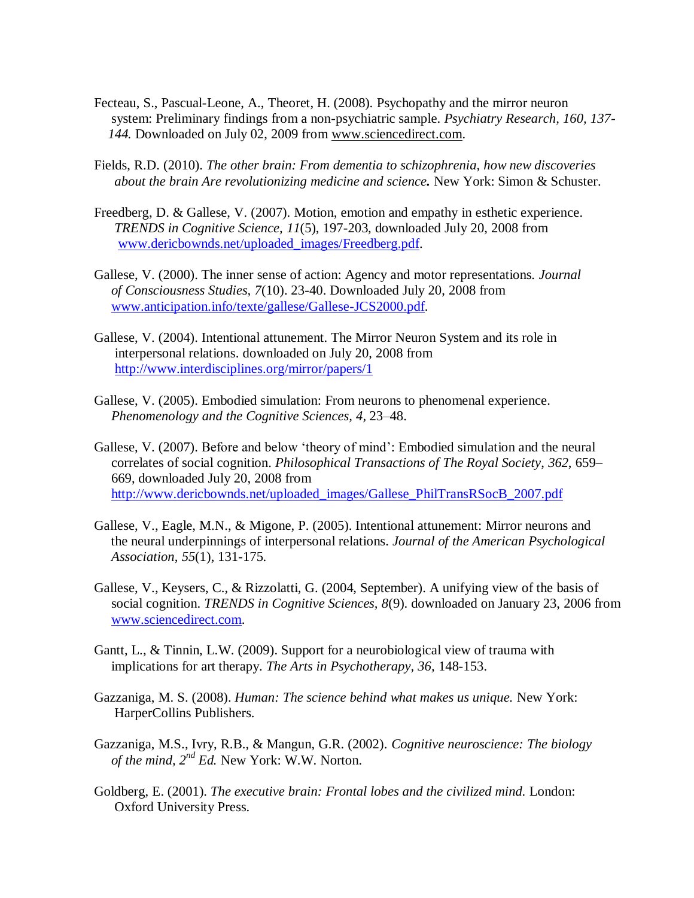Fecteau, S., Pascual-Leone, A., Theoret, H. (2008). Psychopathy and the mirror neuron system: Preliminary findings from a non-psychiatric sample. *Psychiatry Research, 160, 137-144.* Downloaded on July 02, 2009 from www.sciencedirect.com.

Fields, R.D. (2010). *The other brain: From dementia to schizophrenia, how new discoveries about the brain Are revolutionizing medicine and science.* New York: Simon & Schuster.

Freedberg, D. & Gallese, V. (2007). Motion, emotion and empathy in esthetic experience. *TRENDS in Cognitive Science, 11*(5), 197-203, downloaded July 20, 2008 from www.dericbownds.net/uploaded_images/Freedberg.pdf.

Gallese, V. (2000). The inner sense of action: Agency and motor representations. *Journal of Consciousness Studies, 7*(10). 23-40. Downloaded July 20, 2008 from www.anticipation.info/texte/gallese/Gallese-JCS2000.pdf.

Gallese, V. (2004). Intentional attunement. The Mirror Neuron System and its role in interpersonal relations. downloaded on July 20, 2008 from http://www.interdisciplines.org/mirror/papers/1

Gallese, V. (2005). Embodied simulation: From neurons to phenomenal experience. *Phenomenology and the Cognitive Sciences, 4,* 23–48.

Gallese, V. (2007). Before and below 'theory of mind': Embodied simulation and the neural correlates of social cognition. *Philosophical Transactions of The Royal Society, 362,* 659–669, downloaded July 20, 2008 from http://www.dericbownds.net/uploaded_images/Gallese_PhilTransRSocB_2007.pdf

Gallese, V., Eagle, M.N., & Migone, P. (2005). Intentional attunement: Mirror neurons and the neural underpinnings of interpersonal relations. *Journal of the American Psychological Association, 55*(1), 131-175.

Gallese, V., Keysers, C., & Rizzolatti, G. (2004, September). A unifying view of the basis of social cognition. *TRENDS in Cognitive Sciences, 8*(9). downloaded on January 23, 2006 from www.sciencedirect.com.

Gantt, L., & Tinnin, L.W. (2009). Support for a neurobiological view of trauma with implications for art therapy. *The Arts in Psychotherapy, 36,* 148-153.

Gazzaniga, M. S. (2008). *Human: The science behind what makes us unique.* New York: HarperCollins Publishers.

Gazzaniga, M.S., Ivry, R.B., & Mangun, G.R. (2002). *Cognitive neuroscience: The biology of the mind, 2nd Ed.* New York: W.W. Norton.

Goldberg, E. (2001). *The executive brain: Frontal lobes and the civilized mind.* London: Oxford University Press.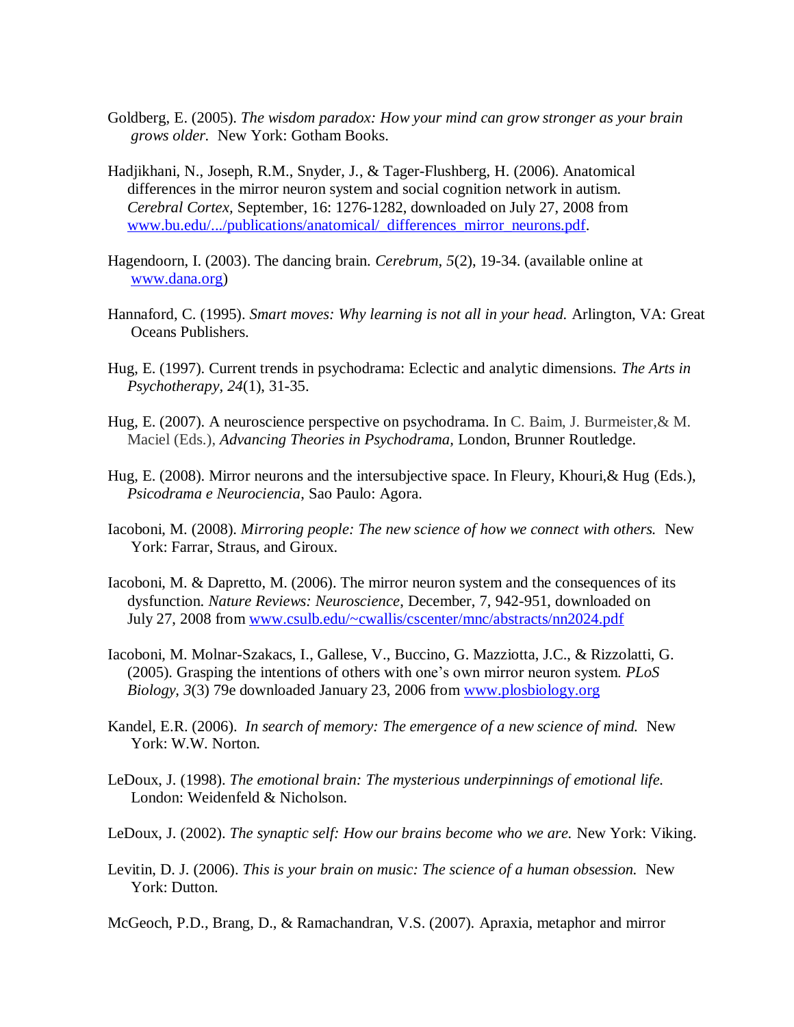Goldberg, E. (2005). *The wisdom paradox: How your mind can grow stronger as your brain grows older.* New York: Gotham Books.

Hadjikhani, N., Joseph, R.M., Snyder, J., & Tager-Flushberg, H. (2006). Anatomical differences in the mirror neuron system and social cognition network in autism. *Cerebral Cortex,* September, 16: 1276-1282, downloaded on July 27, 2008 from www.bu.edu/.../publications/anatomical/_differences_mirror_neurons.pdf.

Hagendoorn, I. (2003). The dancing brain. *Cerebrum, 5*(2), 19-34. (available online at www.dana.org)

Hannaford, C. (1995). *Smart moves: Why learning is not all in your head.* Arlington, VA: Great Oceans Publishers.

Hug, E. (1997). Current trends in psychodrama: Eclectic and analytic dimensions. *The Arts in Psychotherapy, 24*(1), 31-35.

Hug, E. (2007). A neuroscience perspective on psychodrama. In C. Baim, J. Burmeister,& M. Maciel (Eds.), *Advancing Theories in Psychodrama,* London, Brunner Routledge.

Hug, E. (2008). Mirror neurons and the intersubjective space. In Fleury, Khouri,& Hug (Eds.), *Psicodrama e Neurociencia,* Sao Paulo: Agora.

Iacoboni, M. (2008). *Mirroring people: The new science of how we connect with others.* New York: Farrar, Straus, and Giroux.

Iacoboni, M. & Dapretto, M. (2006). The mirror neuron system and the consequences of its dysfunction. *Nature Reviews: Neuroscience*, December, 7, 942-951, downloaded on July 27, 2008 from www.csulb.edu/~cwallis/cscenter/mnc/abstracts/nn2024.pdf

Iacoboni, M. Molnar-Szakacs, I., Gallese, V., Buccino, G. Mazziotta, J.C., & Rizzolatti, G. (2005). Grasping the intentions of others with one's own mirror neuron system. *PLoS Biology, 3*(3) 79e downloaded January 23, 2006 from www.plosbiology.org

Kandel, E.R. (2006). *In search of memory: The emergence of a new science of mind.* New York: W.W. Norton.

LeDoux, J. (1998). *The emotional brain: The mysterious underpinnings of emotional life.* London: Weidenfeld & Nicholson.

LeDoux, J. (2002). *The synaptic self: How our brains become who we are.* New York: Viking.

Levitin, D. J. (2006). *This is your brain on music: The science of a human obsession.* New York: Dutton.

McGeoch, P.D., Brang, D., & Ramachandran, V.S. (2007). Apraxia, metaphor and mirror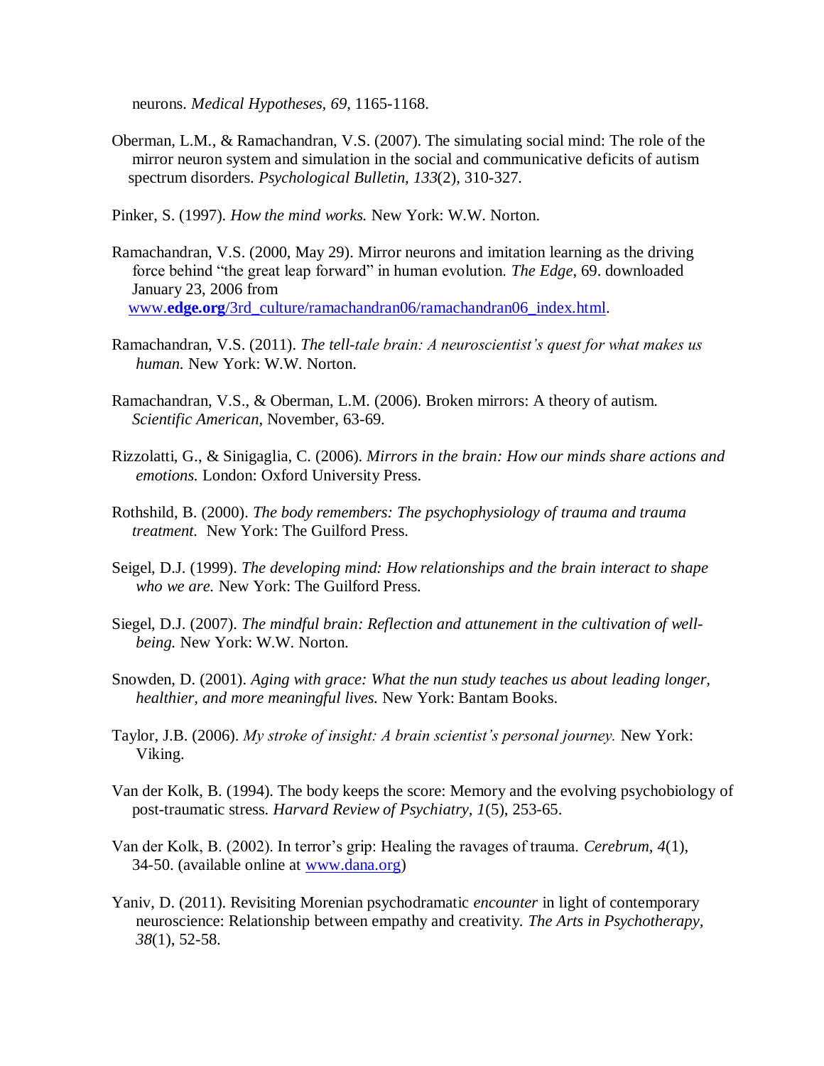neurons. *Medical Hypotheses, 69*, 1165-1168.

Oberman, L.M., & Ramachandran, V.S. (2007). The simulating social mind: The role of the mirror neuron system and simulation in the social and communicative deficits of autism spectrum disorders. *Psychological Bulletin, 133*(2), 310-327.

Pinker, S. (1997). *How the mind works.* New York: W.W. Norton.

Ramachandran, V.S. (2000, May 29). Mirror neurons and imitation learning as the driving force behind "the great leap forward" in human evolution. *The Edge*, 69. downloaded January 23, 2006 from www.**edge.org**/3rd_culture/ramachandran06/ramachandran06_index.html.

Ramachandran, V.S. (2011). *The tell-tale brain: A neuroscientist's quest for what makes us human.* New York: W.W. Norton.

Ramachandran, V.S., & Oberman, L.M. (2006). Broken mirrors: A theory of autism. *Scientific American*, November, 63-69.

Rizzolatti, G., & Sinigaglia, C. (2006). *Mirrors in the brain: How our minds share actions and emotions.* London: Oxford University Press.

Rothshild, B. (2000). *The body remembers: The psychophysiology of trauma and trauma treatment.* New York: The Guilford Press.

Seigel, D.J. (1999). *The developing mind: How relationships and the brain interact to shape who we are.* New York: The Guilford Press.

Siegel, D.J. (2007). *The mindful brain: Reflection and attunement in the cultivation of well-being.* New York: W.W. Norton.

Snowden, D. (2001). *Aging with grace: What the nun study teaches us about leading longer, healthier, and more meaningful lives.* New York: Bantam Books.

Taylor, J.B. (2006). *My stroke of insight: A brain scientist's personal journey.* New York: Viking.

Van der Kolk, B. (1994). The body keeps the score: Memory and the evolving psychobiology of post-traumatic stress. *Harvard Review of Psychiatry, 1*(5), 253-65.

Van der Kolk, B. (2002). In terror's grip: Healing the ravages of trauma. *Cerebrum, 4*(1), 34-50. (available online at www.dana.org)

Yaniv, D. (2011). Revisiting Morenian psychodramatic *encounter* in light of contemporary neuroscience: Relationship between empathy and creativity. *The Arts in Psychotherapy, 38*(1), 52-58.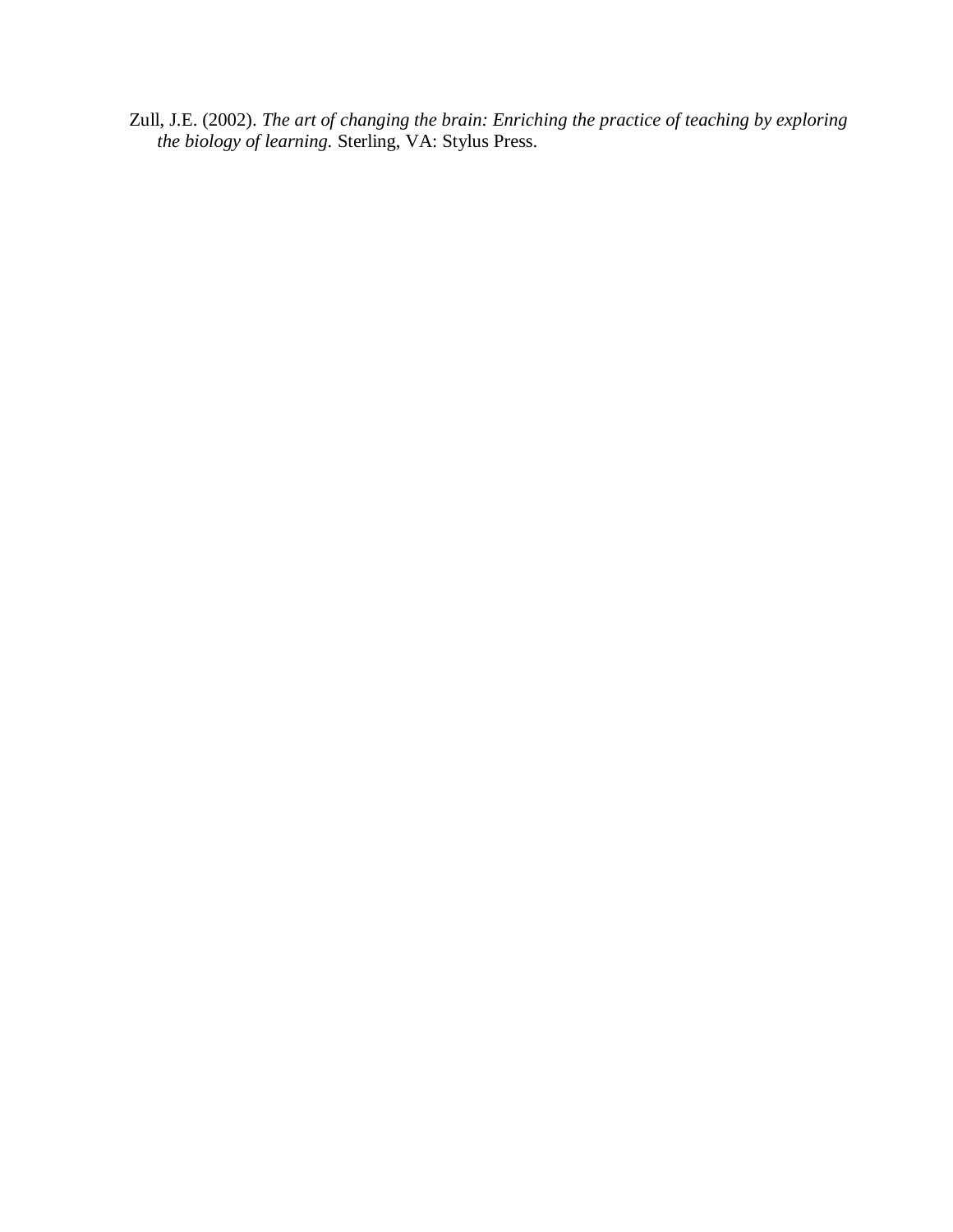Zull, J.E. (2002). *The art of changing the brain: Enriching the practice of teaching by exploring the biology of learning.* Sterling, VA: Stylus Press.